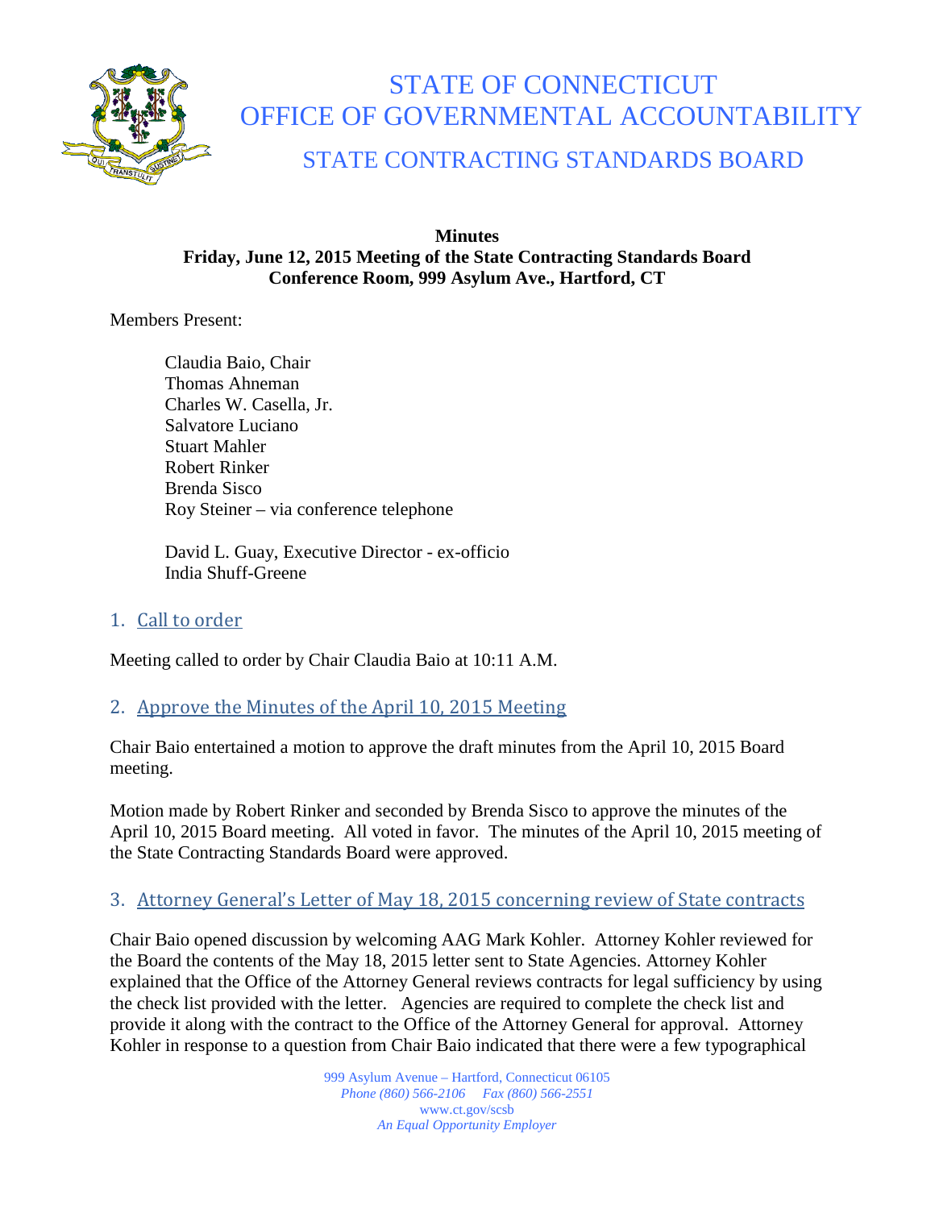# STATE OF CONNECTICUT
# OFFICE OF GOVERNMENTAL ACCOUNTABILITY
## STATE CONTRACTING STANDARDS BOARD

**Minutes**
**Friday, June 12, 2015 Meeting of the State Contracting Standards Board**
**Conference Room, 999 Asylum Ave., Hartford, CT**

Members Present:

Claudia Baio, Chair
Thomas Ahneman
Charles W. Casella, Jr.
Salvatore Luciano
Stuart Mahler
Robert Rinker
Brenda Sisco
Roy Steiner – via conference telephone

David L. Guay, Executive Director - ex-officio
India Shuff-Greene

## 1. Call to order

Meeting called to order by Chair Claudia Baio at 10:11 A.M.

## 2. Approve the Minutes of the April 10, 2015 Meeting

Chair Baio entertained a motion to approve the draft minutes from the April 10, 2015 Board meeting.

Motion made by Robert Rinker and seconded by Brenda Sisco to approve the minutes of the April 10, 2015 Board meeting. All voted in favor. The minutes of the April 10, 2015 meeting of the State Contracting Standards Board were approved.

## 3. Attorney General's Letter of May 18, 2015 concerning review of State contracts

Chair Baio opened discussion by welcoming AAG Mark Kohler. Attorney Kohler reviewed for the Board the contents of the May 18, 2015 letter sent to State Agencies. Attorney Kohler explained that the Office of the Attorney General reviews contracts for legal sufficiency by using the check list provided with the letter. Agencies are required to complete the check list and provide it along with the contract to the Office of the Attorney General for approval. Attorney Kohler in response to a question from Chair Baio indicated that there were a few typographical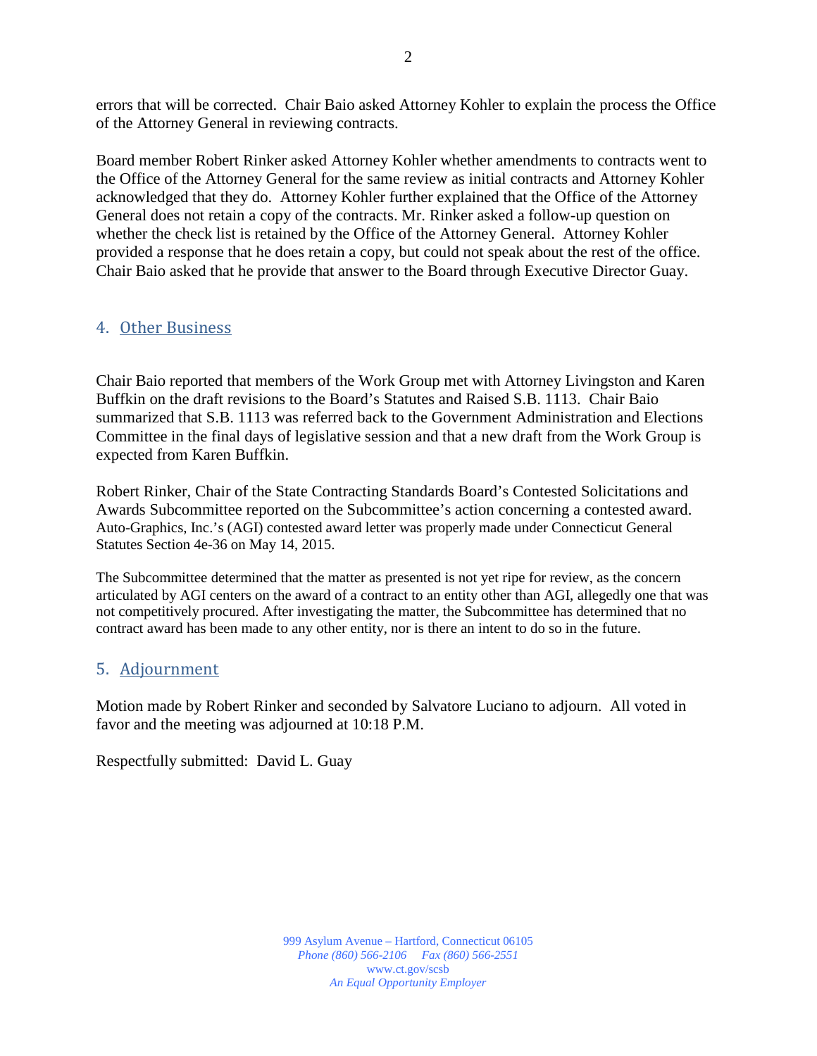errors that will be corrected. Chair Baio asked Attorney Kohler to explain the process the Office of the Attorney General in reviewing contracts.

Board member Robert Rinker asked Attorney Kohler whether amendments to contracts went to the Office of the Attorney General for the same review as initial contracts and Attorney Kohler acknowledged that they do. Attorney Kohler further explained that the Office of the Attorney General does not retain a copy of the contracts. Mr. Rinker asked a follow-up question on whether the check list is retained by the Office of the Attorney General. Attorney Kohler provided a response that he does retain a copy, but could not speak about the rest of the office. Chair Baio asked that he provide that answer to the Board through Executive Director Guay.

## 4. Other Business

Chair Baio reported that members of the Work Group met with Attorney Livingston and Karen Buffkin on the draft revisions to the Board's Statutes and Raised S.B. 1113. Chair Baio summarized that S.B. 1113 was referred back to the Government Administration and Elections Committee in the final days of legislative session and that a new draft from the Work Group is expected from Karen Buffkin.

Robert Rinker, Chair of the State Contracting Standards Board's Contested Solicitations and Awards Subcommittee reported on the Subcommittee's action concerning a contested award. Auto-Graphics, Inc.'s (AGI) contested award letter was properly made under Connecticut General Statutes Section 4e-36 on May 14, 2015.

The Subcommittee determined that the matter as presented is not yet ripe for review, as the concern articulated by AGI centers on the award of a contract to an entity other than AGI, allegedly one that was not competitively procured. After investigating the matter, the Subcommittee has determined that no contract award has been made to any other entity, nor is there an intent to do so in the future.

## 5. Adjournment

Motion made by Robert Rinker and seconded by Salvatore Luciano to adjourn. All voted in favor and the meeting was adjourned at 10:18 P.M.

Respectfully submitted: David L. Guay

999 Asylum Avenue – Hartford, Connecticut 06105
*Phone (860) 566-2106 Fax (860) 566-2551*
www.ct.gov/scsb
*An Equal Opportunity Employer*